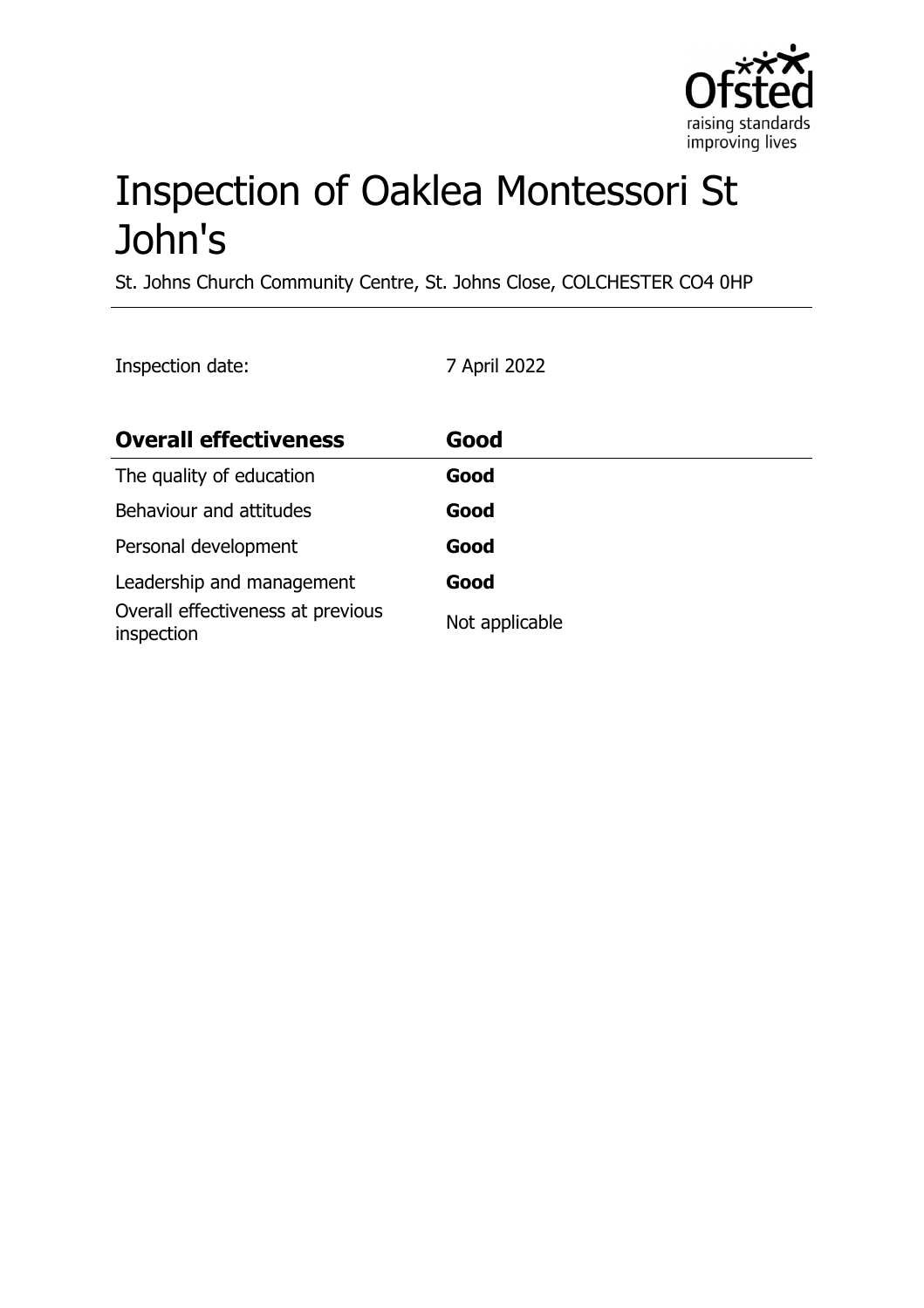# Inspection of Oaklea Montessori St John's

St. Johns Church Community Centre, St. Johns Close, COLCHESTER CO4 0HP

Inspection date: 7 April 2022

| **Overall effectiveness** | **Good** |
|---|---|
| The quality of education | **Good** |
| Behaviour and attitudes | **Good** |
| Personal development | **Good** |
| Leadership and management | **Good** |
| Overall effectiveness at previous inspection | Not applicable |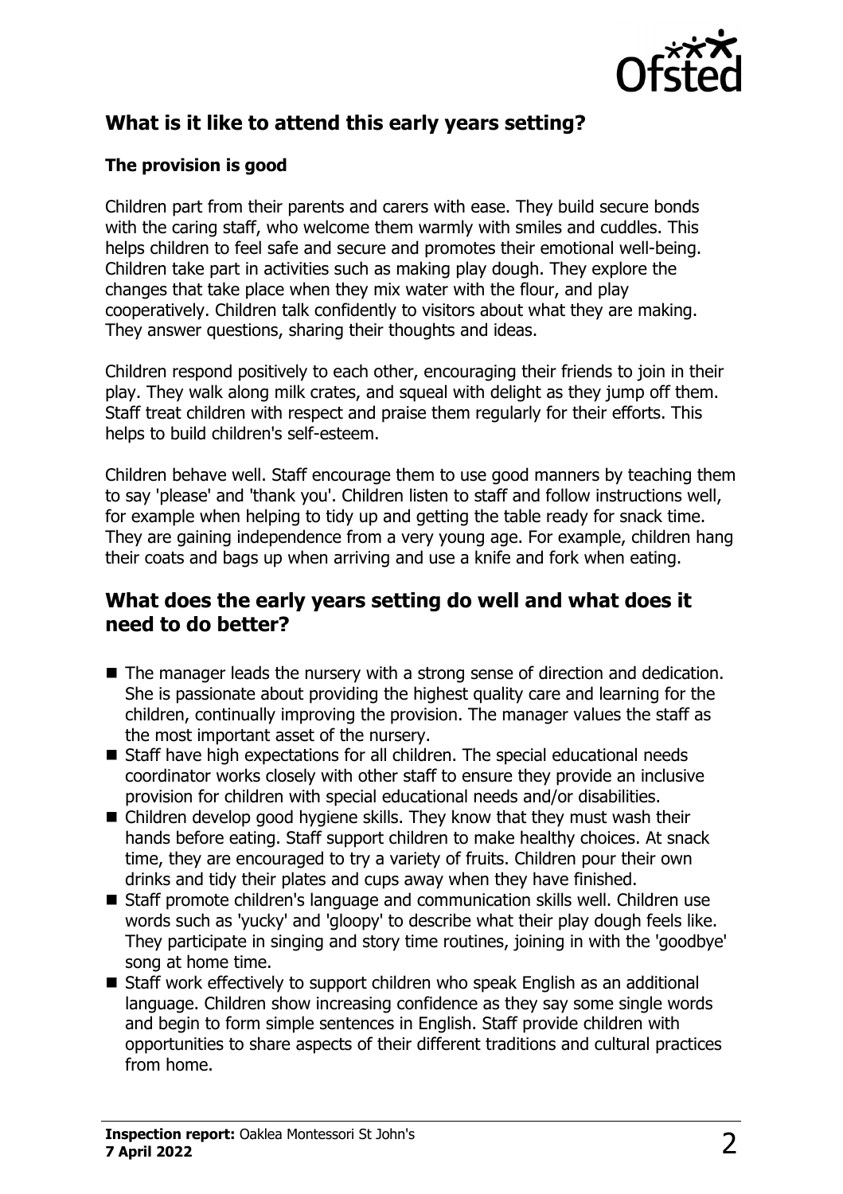## What is it like to attend this early years setting?

### The provision is good

Children part from their parents and carers with ease. They build secure bonds with the caring staff, who welcome them warmly with smiles and cuddles. This helps children to feel safe and secure and promotes their emotional well-being. Children take part in activities such as making play dough. They explore the changes that take place when they mix water with the flour, and play cooperatively. Children talk confidently to visitors about what they are making. They answer questions, sharing their thoughts and ideas.

Children respond positively to each other, encouraging their friends to join in their play. They walk along milk crates, and squeal with delight as they jump off them. Staff treat children with respect and praise them regularly for their efforts. This helps to build children's self-esteem.

Children behave well. Staff encourage them to use good manners by teaching them to say 'please' and 'thank you'. Children listen to staff and follow instructions well, for example when helping to tidy up and getting the table ready for snack time. They are gaining independence from a very young age. For example, children hang their coats and bags up when arriving and use a knife and fork when eating.

## What does the early years setting do well and what does it need to do better?

- The manager leads the nursery with a strong sense of direction and dedication. She is passionate about providing the highest quality care and learning for the children, continually improving the provision. The manager values the staff as the most important asset of the nursery.
- Staff have high expectations for all children. The special educational needs coordinator works closely with other staff to ensure they provide an inclusive provision for children with special educational needs and/or disabilities.
- Children develop good hygiene skills. They know that they must wash their hands before eating. Staff support children to make healthy choices. At snack time, they are encouraged to try a variety of fruits. Children pour their own drinks and tidy their plates and cups away when they have finished.
- Staff promote children's language and communication skills well. Children use words such as 'yucky' and 'gloopy' to describe what their play dough feels like. They participate in singing and story time routines, joining in with the 'goodbye' song at home time.
- Staff work effectively to support children who speak English as an additional language. Children show increasing confidence as they say some single words and begin to form simple sentences in English. Staff provide children with opportunities to share aspects of their different traditions and cultural practices from home.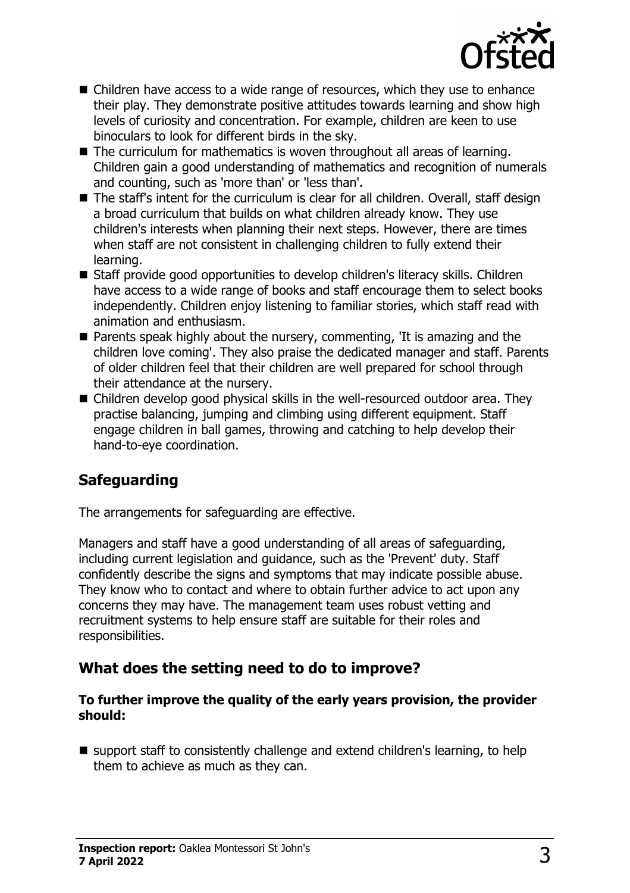- Children have access to a wide range of resources, which they use to enhance their play. They demonstrate positive attitudes towards learning and show high levels of curiosity and concentration. For example, children are keen to use binoculars to look for different birds in the sky.
- The curriculum for mathematics is woven throughout all areas of learning. Children gain a good understanding of mathematics and recognition of numerals and counting, such as 'more than' or 'less than'.
- The staff's intent for the curriculum is clear for all children. Overall, staff design a broad curriculum that builds on what children already know. They use children's interests when planning their next steps. However, there are times when staff are not consistent in challenging children to fully extend their learning.
- Staff provide good opportunities to develop children's literacy skills. Children have access to a wide range of books and staff encourage them to select books independently. Children enjoy listening to familiar stories, which staff read with animation and enthusiasm.
- Parents speak highly about the nursery, commenting, 'It is amazing and the children love coming'. They also praise the dedicated manager and staff. Parents of older children feel that their children are well prepared for school through their attendance at the nursery.
- Children develop good physical skills in the well-resourced outdoor area. They practise balancing, jumping and climbing using different equipment. Staff engage children in ball games, throwing and catching to help develop their hand-to-eye coordination.

## Safeguarding

The arrangements for safeguarding are effective.

Managers and staff have a good understanding of all areas of safeguarding, including current legislation and guidance, such as the 'Prevent' duty. Staff confidently describe the signs and symptoms that may indicate possible abuse. They know who to contact and where to obtain further advice to act upon any concerns they may have. The management team uses robust vetting and recruitment systems to help ensure staff are suitable for their roles and responsibilities.

## What does the setting need to do to improve?

**To further improve the quality of the early years provision, the provider should:**

- support staff to consistently challenge and extend children's learning, to help them to achieve as much as they can.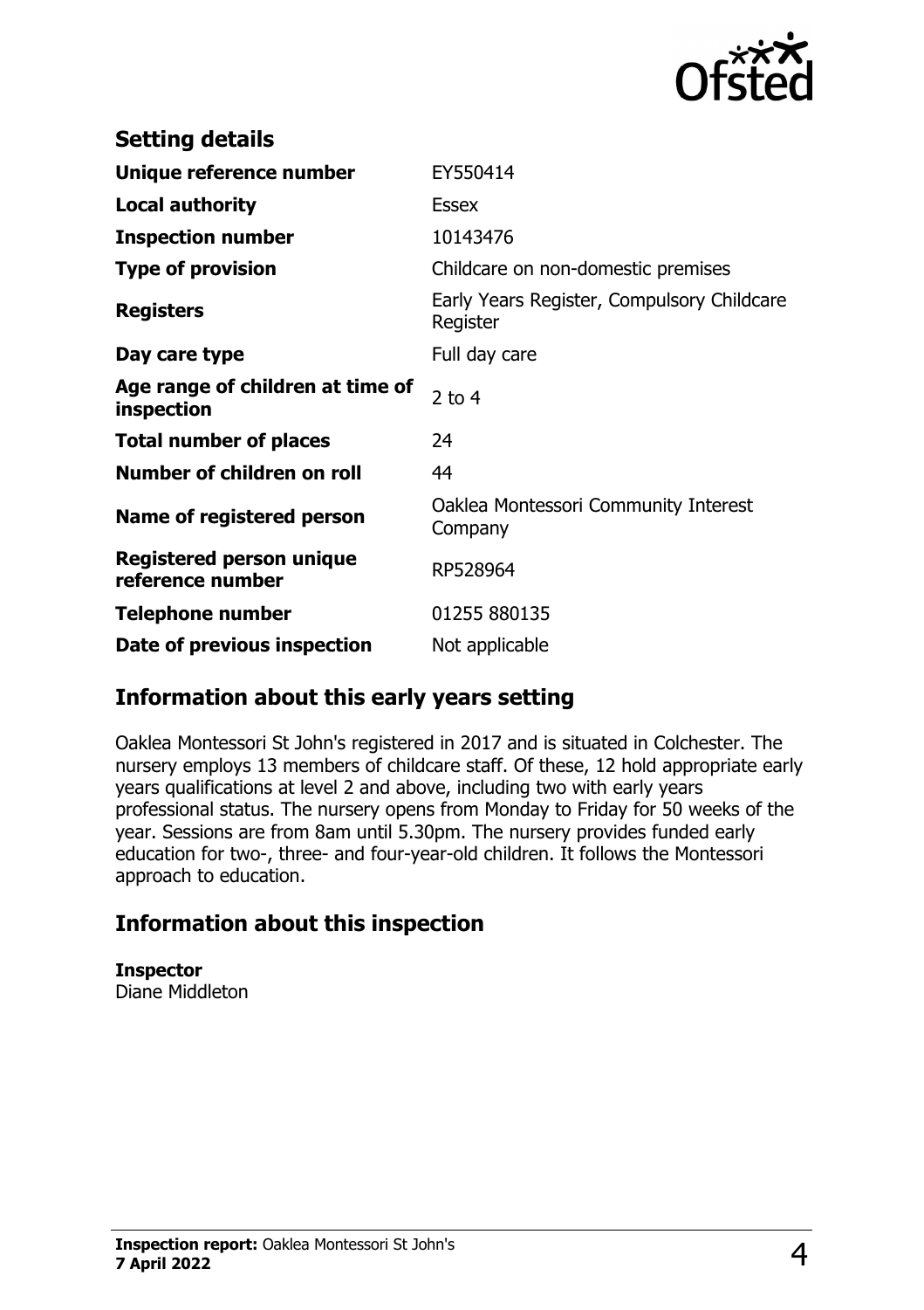## Setting details

| | |
|---|---|
| **Unique reference number** | EY550414 |
| **Local authority** | Essex |
| **Inspection number** | 10143476 |
| **Type of provision** | Childcare on non-domestic premises |
| **Registers** | Early Years Register, Compulsory Childcare Register |
| **Day care type** | Full day care |
| **Age range of children at time of inspection** | 2 to 4 |
| **Total number of places** | 24 |
| **Number of children on roll** | 44 |
| **Name of registered person** | Oaklea Montessori Community Interest Company |
| **Registered person unique reference number** | RP528964 |
| **Telephone number** | 01255 880135 |
| **Date of previous inspection** | Not applicable |

## Information about this early years setting

Oaklea Montessori St John's registered in 2017 and is situated in Colchester. The nursery employs 13 members of childcare staff. Of these, 12 hold appropriate early years qualifications at level 2 and above, including two with early years professional status. The nursery opens from Monday to Friday for 50 weeks of the year. Sessions are from 8am until 5.30pm. The nursery provides funded early education for two-, three- and four-year-old children. It follows the Montessori approach to education.

## Information about this inspection

**Inspector**
Diane Middleton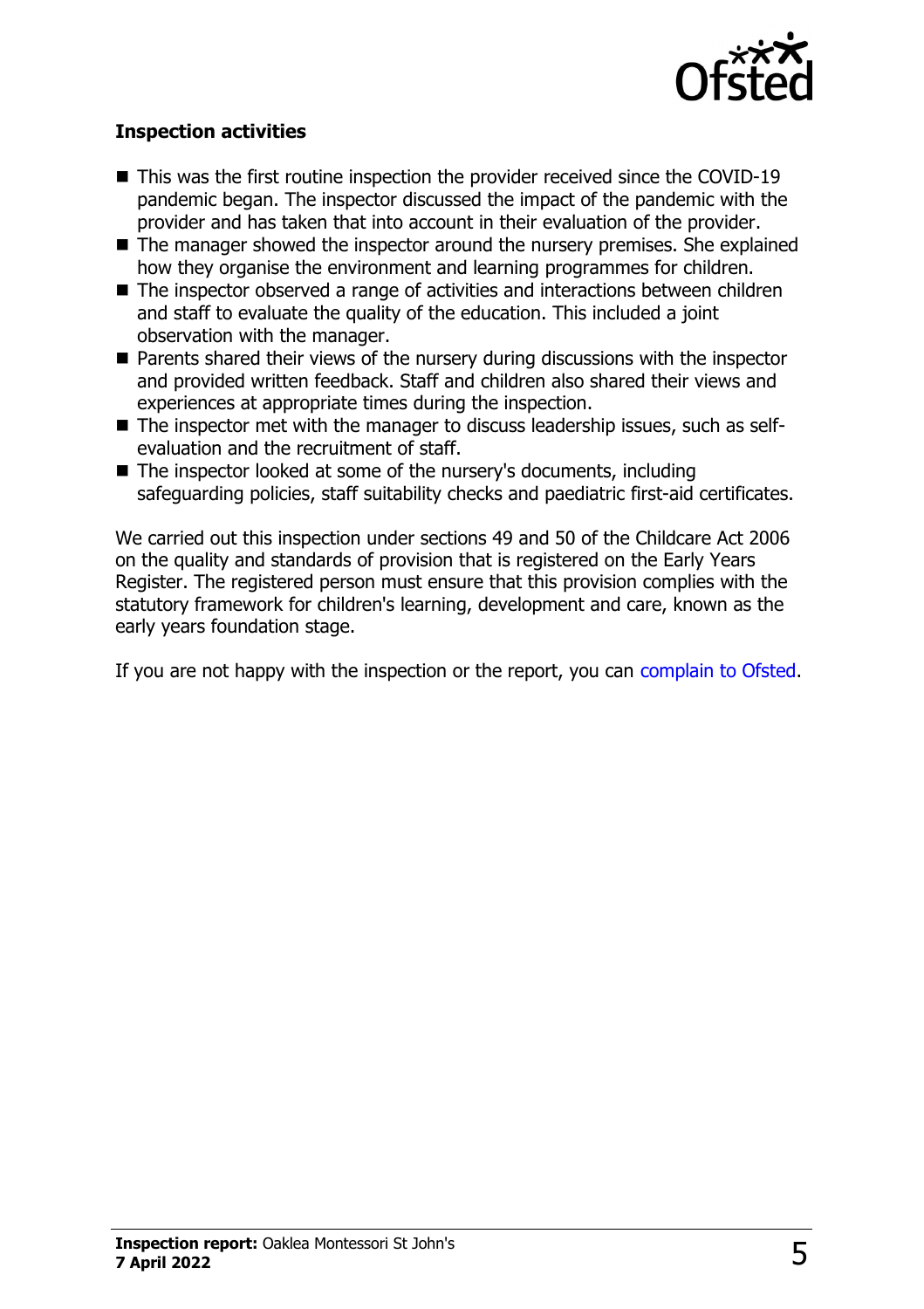### Inspection activities

- This was the first routine inspection the provider received since the COVID-19 pandemic began. The inspector discussed the impact of the pandemic with the provider and has taken that into account in their evaluation of the provider.
- The manager showed the inspector around the nursery premises. She explained how they organise the environment and learning programmes for children.
- The inspector observed a range of activities and interactions between children and staff to evaluate the quality of the education. This included a joint observation with the manager.
- Parents shared their views of the nursery during discussions with the inspector and provided written feedback. Staff and children also shared their views and experiences at appropriate times during the inspection.
- The inspector met with the manager to discuss leadership issues, such as self-evaluation and the recruitment of staff.
- The inspector looked at some of the nursery's documents, including safeguarding policies, staff suitability checks and paediatric first-aid certificates.

We carried out this inspection under sections 49 and 50 of the Childcare Act 2006 on the quality and standards of provision that is registered on the Early Years Register. The registered person must ensure that this provision complies with the statutory framework for children's learning, development and care, known as the early years foundation stage.

If you are not happy with the inspection or the report, you can complain to Ofsted.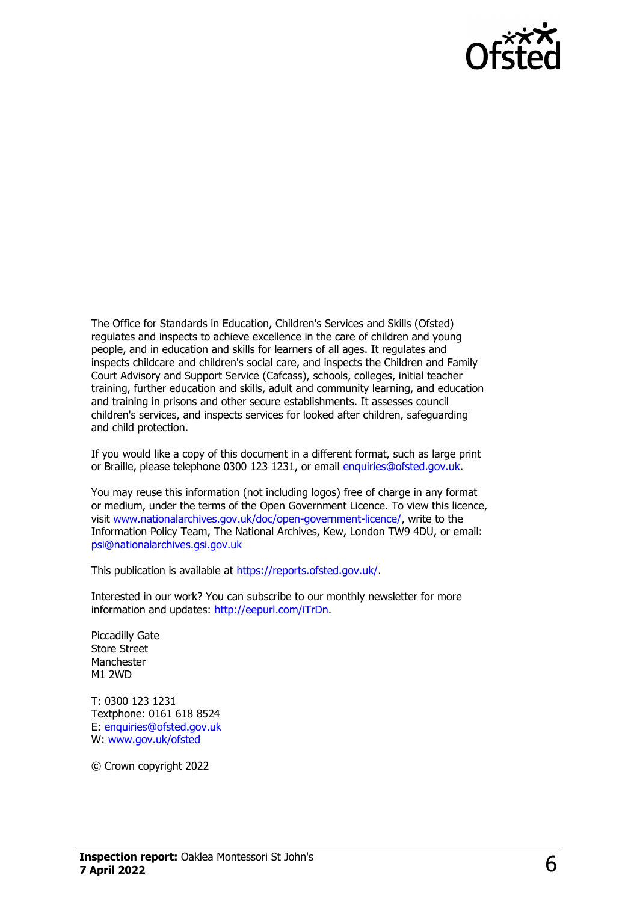The Office for Standards in Education, Children's Services and Skills (Ofsted) regulates and inspects to achieve excellence in the care of children and young people, and in education and skills for learners of all ages. It regulates and inspects childcare and children's social care, and inspects the Children and Family Court Advisory and Support Service (Cafcass), schools, colleges, initial teacher training, further education and skills, adult and community learning, and education and training in prisons and other secure establishments. It assesses council children's services, and inspects services for looked after children, safeguarding and child protection.

If you would like a copy of this document in a different format, such as large print or Braille, please telephone 0300 123 1231, or email enquiries@ofsted.gov.uk.

You may reuse this information (not including logos) free of charge in any format or medium, under the terms of the Open Government Licence. To view this licence, visit www.nationalarchives.gov.uk/doc/open-government-licence/, write to the Information Policy Team, The National Archives, Kew, London TW9 4DU, or email: psi@nationalarchives.gsi.gov.uk

This publication is available at https://reports.ofsted.gov.uk/.

Interested in our work? You can subscribe to our monthly newsletter for more information and updates: http://eepurl.com/iTrDn.

Piccadilly Gate
Store Street
Manchester
M1 2WD

T: 0300 123 1231
Textphone: 0161 618 8524
E: enquiries@ofsted.gov.uk
W: www.gov.uk/ofsted

© Crown copyright 2022